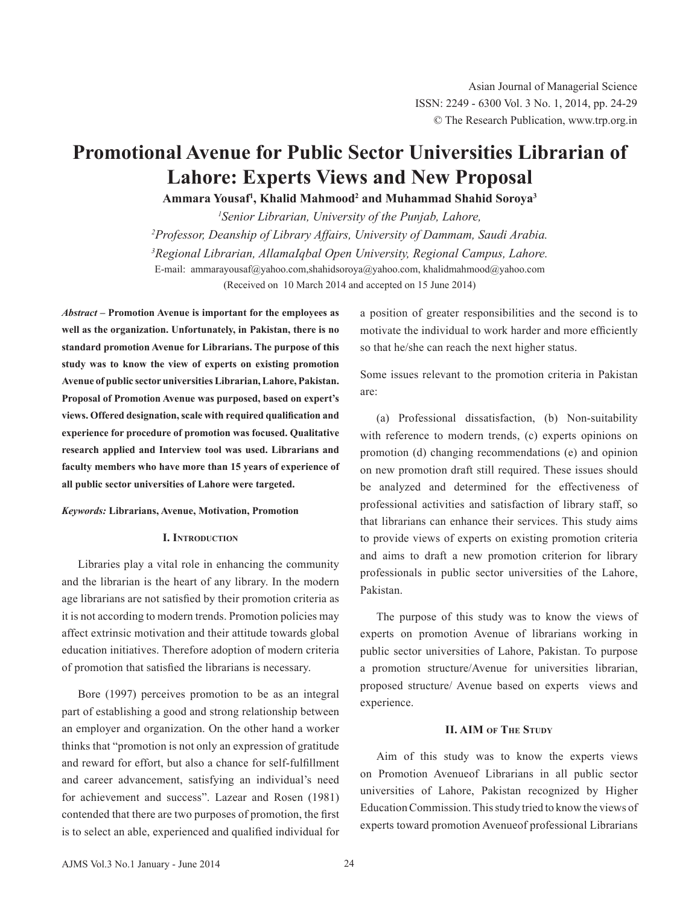# Promotional Avenue for Public Sector Universities Librarian of Lahore: Experts Views and New Proposal

**Ammara Yousaf[1], Khalid Mahmood[2] and Muhammad Shahid Soroya[3]**

[1]*Senior Librarian, University of the Punjab, Lahore,*

[2]*Professor, Deanship of Library Affairs, University of Dammam, Saudi Arabia.*

[3]*Regional Librarian, AllamaIqbal Open University, Regional Campus, Lahore.*

E-mail: ammarayousaf@yahoo.com,shahidsoroya@yahoo.com, khalidmahmood@yahoo.com

(Received on 10 March 2014 and accepted on 15 June 2014)

***Abstract*** **– Promotion Avenue is important for the employees as well as the organization. Unfortunately, in Pakistan, there is no standard promotion Avenue for Librarians. The purpose of this study was to know the view of experts on existing promotion Avenue of public sector universities Librarian, Lahore, Pakistan. Proposal of Promotion Avenue was purposed, based on expert's views. Offered designation, scale with required qualification and experience for procedure of promotion was focused. Qualitative research applied and Interview tool was used. Librarians and faculty members who have more than 15 years of experience of all public sector universities of Lahore were targeted.**

***Keywords:*** **Librarians, Avenue, Motivation, Promotion**

## I. Introduction

Libraries play a vital role in enhancing the community and the librarian is the heart of any library. In the modern age librarians are not satisfied by their promotion criteria as it is not according to modern trends. Promotion policies may affect extrinsic motivation and their attitude towards global education initiatives. Therefore adoption of modern criteria of promotion that satisfied the librarians is necessary.

Bore (1997) perceives promotion to be as an integral part of establishing a good and strong relationship between an employer and organization. On the other hand a worker thinks that "promotion is not only an expression of gratitude and reward for effort, but also a chance for self-fulfillment and career advancement, satisfying an individual's need for achievement and success". Lazear and Rosen (1981) contended that there are two purposes of promotion, the first is to select an able, experienced and qualified individual for a position of greater responsibilities and the second is to motivate the individual to work harder and more efficiently so that he/she can reach the next higher status.

Some issues relevant to the promotion criteria in Pakistan are:

(a) Professional dissatisfaction, (b) Non-suitability with reference to modern trends, (c) experts opinions on promotion (d) changing recommendations (e) and opinion on new promotion draft still required. These issues should be analyzed and determined for the effectiveness of professional activities and satisfaction of library staff, so that librarians can enhance their services. This study aims to provide views of experts on existing promotion criteria and aims to draft a new promotion criterion for library professionals in public sector universities of the Lahore, Pakistan.

The purpose of this study was to know the views of experts on promotion Avenue of librarians working in public sector universities of Lahore, Pakistan. To purpose a promotion structure/Avenue for universities librarian, proposed structure/ Avenue based on experts views and experience.

## II. AIM of The Study

Aim of this study was to know the experts views on Promotion Avenueof Librarians in all public sector universities of Lahore, Pakistan recognized by Higher Education Commission. This study tried to know the views of experts toward promotion Avenueof professional Librarians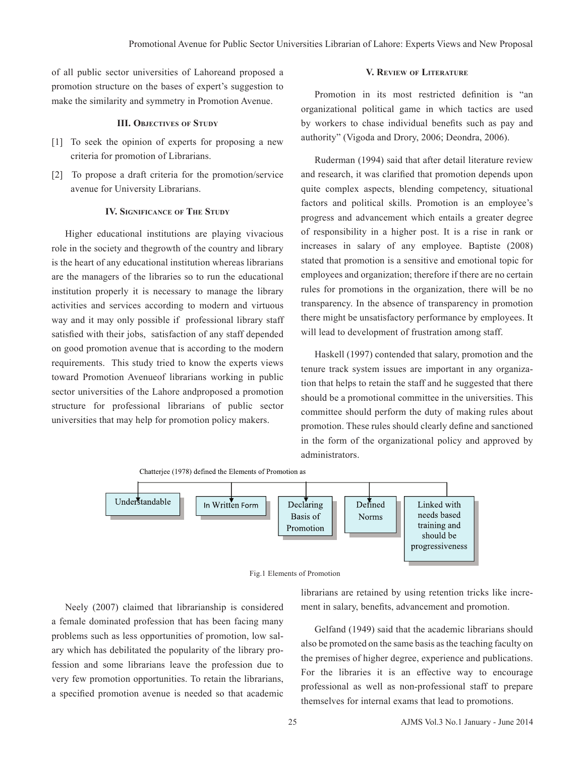of all public sector universities of Lahoreand proposed a promotion structure on the bases of expert's suggestion to make the similarity and symmetry in Promotion Avenue.

### III. Objectives of Study

[1] To seek the opinion of experts for proposing a new criteria for promotion of Librarians.

[2] To propose a draft criteria for the promotion/service avenue for University Librarians.

### IV. Significance of The Study

Higher educational institutions are playing vivacious role in the society and thegrowth of the country and library is the heart of any educational institution whereas librarians are the managers of the libraries so to run the educational institution properly it is necessary to manage the library activities and services according to modern and virtuous way and it may only possible if professional library staff satisfied with their jobs, satisfaction of any staff depended on good promotion avenue that is according to the modern requirements. This study tried to know the experts views toward Promotion Avenueof librarians working in public sector universities of the Lahore andproposed a promotion structure for professional librarians of public sector universities that may help for promotion policy makers.

### V. Review of Literature

Promotion in its most restricted definition is "an organizational political game in which tactics are used by workers to chase individual benefits such as pay and authority" (Vigoda and Drory, 2006; Deondra, 2006).

Ruderman (1994) said that after detail literature review and research, it was clarified that promotion depends upon quite complex aspects, blending competency, situational factors and political skills. Promotion is an employee's progress and advancement which entails a greater degree of responsibility in a higher post. It is a rise in rank or increases in salary of any employee. Baptiste (2008) stated that promotion is a sensitive and emotional topic for employees and organization; therefore if there are no certain rules for promotions in the organization, there will be no transparency. In the absence of transparency in promotion there might be unsatisfactory performance by employees. It will lead to development of frustration among staff.

Haskell (1997) contended that salary, promotion and the tenure track system issues are important in any organization that helps to retain the staff and he suggested that there should be a promotional committee in the universities. This committee should perform the duty of making rules about promotion. These rules should clearly define and sanctioned in the form of the organizational policy and approved by administrators.

Chatterjee (1978) defined the Elements of Promotion as

- Understandable
- In Written Form
- Declaring Basis of Promotion
- Defined Norms
- Linked with needs based training and should be progressiveness

Fig.1 Elements of Promotion

Neely (2007) claimed that librarianship is considered a female dominated profession that has been facing many problems such as less opportunities of promotion, low salary which has debilitated the popularity of the library profession and some librarians leave the profession due to very few promotion opportunities. To retain the librarians, a specified promotion avenue is needed so that academic librarians are retained by using retention tricks like increment in salary, benefits, advancement and promotion.

Gelfand (1949) said that the academic librarians should also be promoted on the same basis as the teaching faculty on the premises of higher degree, experience and publications. For the libraries it is an effective way to encourage professional as well as non-professional staff to prepare themselves for internal exams that lead to promotions.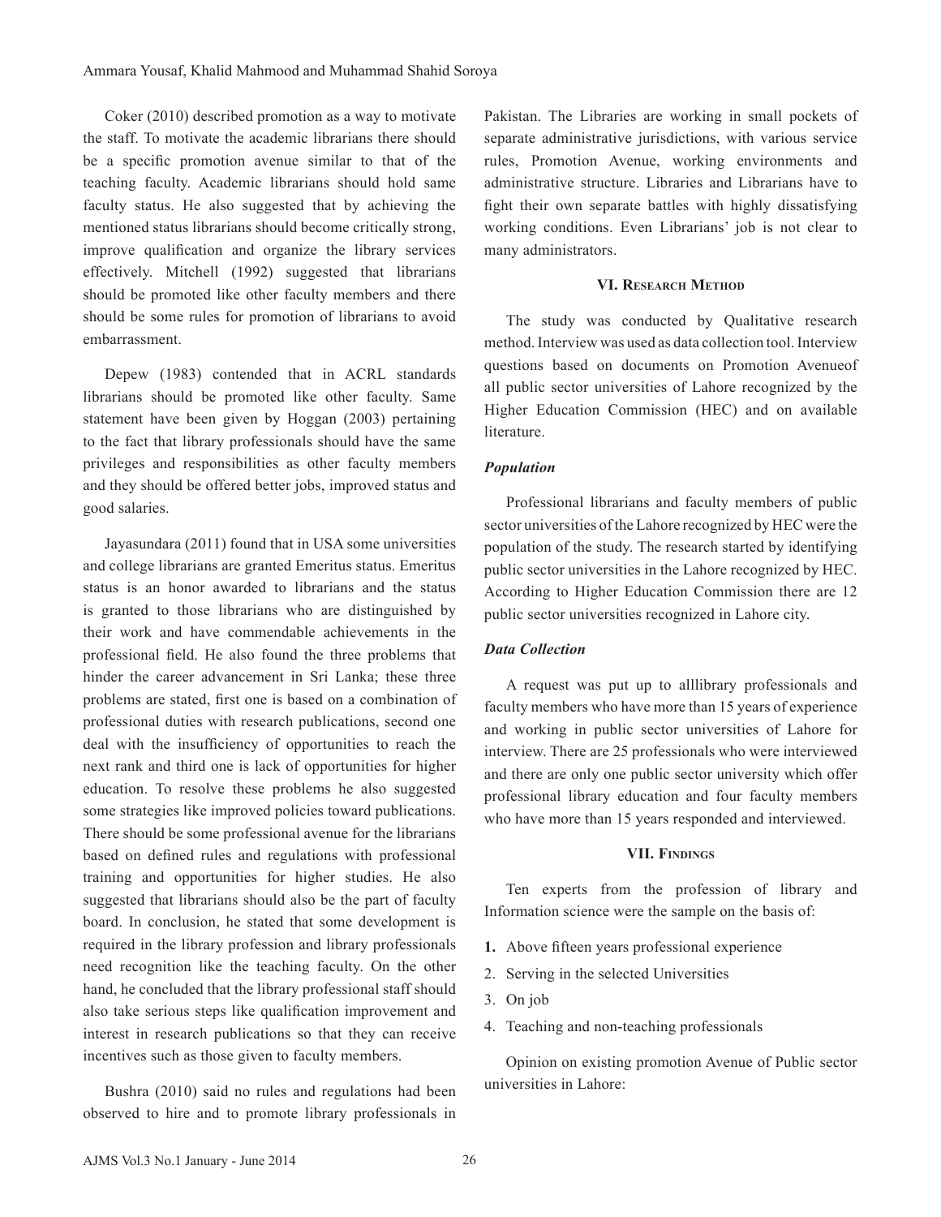Coker (2010) described promotion as a way to motivate the staff. To motivate the academic librarians there should be a specific promotion avenue similar to that of the teaching faculty. Academic librarians should hold same faculty status. He also suggested that by achieving the mentioned status librarians should become critically strong, improve qualification and organize the library services effectively. Mitchell (1992) suggested that librarians should be promoted like other faculty members and there should be some rules for promotion of librarians to avoid embarrassment.

Depew (1983) contended that in ACRL standards librarians should be promoted like other faculty. Same statement have been given by Hoggan (2003) pertaining to the fact that library professionals should have the same privileges and responsibilities as other faculty members and they should be offered better jobs, improved status and good salaries.

Jayasundara (2011) found that in USA some universities and college librarians are granted Emeritus status. Emeritus status is an honor awarded to librarians and the status is granted to those librarians who are distinguished by their work and have commendable achievements in the professional field. He also found the three problems that hinder the career advancement in Sri Lanka; these three problems are stated, first one is based on a combination of professional duties with research publications, second one deal with the insufficiency of opportunities to reach the next rank and third one is lack of opportunities for higher education. To resolve these problems he also suggested some strategies like improved policies toward publications. There should be some professional avenue for the librarians based on defined rules and regulations with professional training and opportunities for higher studies. He also suggested that librarians should also be the part of faculty board. In conclusion, he stated that some development is required in the library profession and library professionals need recognition like the teaching faculty. On the other hand, he concluded that the library professional staff should also take serious steps like qualification improvement and interest in research publications so that they can receive incentives such as those given to faculty members.

Bushra (2010) said no rules and regulations had been observed to hire and to promote library professionals in Pakistan. The Libraries are working in small pockets of separate administrative jurisdictions, with various service rules, Promotion Avenue, working environments and administrative structure. Libraries and Librarians have to fight their own separate battles with highly dissatisfying working conditions. Even Librarians' job is not clear to many administrators.

## VI. Research Method

The study was conducted by Qualitative research method. Interview was used as data collection tool. Interview questions based on documents on Promotion Avenueof all public sector universities of Lahore recognized by the Higher Education Commission (HEC) and on available literature.

### *Population*

Professional librarians and faculty members of public sector universities of the Lahore recognized by HEC were the population of the study. The research started by identifying public sector universities in the Lahore recognized by HEC. According to Higher Education Commission there are 12 public sector universities recognized in Lahore city.

### *Data Collection*

A request was put up to alllibrary professionals and faculty members who have more than 15 years of experience and working in public sector universities of Lahore for interview. There are 25 professionals who were interviewed and there are only one public sector university which offer professional library education and four faculty members who have more than 15 years responded and interviewed.

## VII. Findings

Ten experts from the profession of library and Information science were the sample on the basis of:

1. Above fifteen years professional experience
2. Serving in the selected Universities
3. On job
4. Teaching and non-teaching professionals

Opinion on existing promotion Avenue of Public sector universities in Lahore: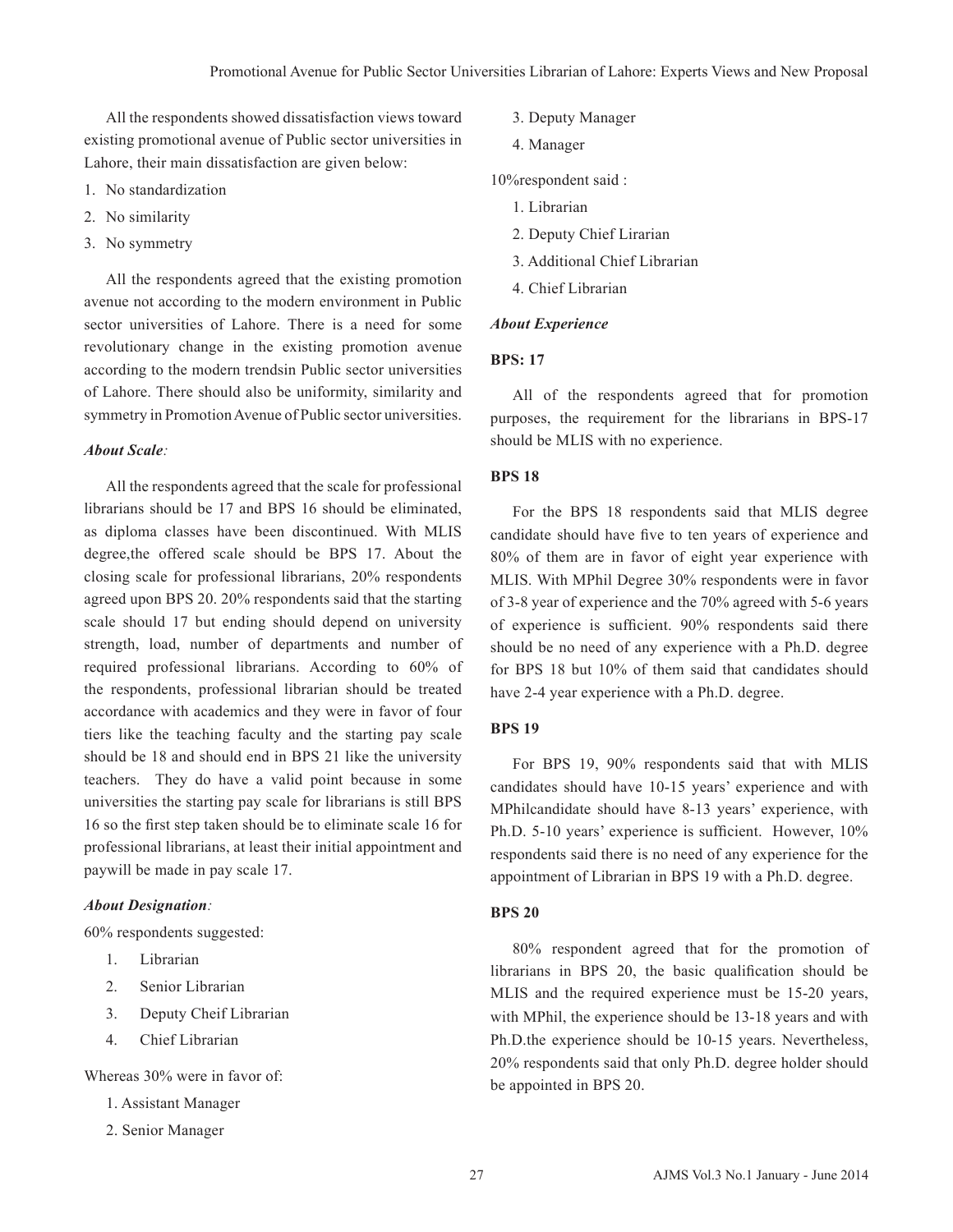All the respondents showed dissatisfaction views toward existing promotional avenue of Public sector universities in Lahore, their main dissatisfaction are given below:

1. No standardization
2. No similarity
3. No symmetry

All the respondents agreed that the existing promotion avenue not according to the modern environment in Public sector universities of Lahore. There is a need for some revolutionary change in the existing promotion avenue according to the modern trendsin Public sector universities of Lahore. There should also be uniformity, similarity and symmetry in Promotion Avenue of Public sector universities.

***About Scale:***

All the respondents agreed that the scale for professional librarians should be 17 and BPS 16 should be eliminated, as diploma classes have been discontinued. With MLIS degree,the offered scale should be BPS 17. About the closing scale for professional librarians, 20% respondents agreed upon BPS 20. 20% respondents said that the starting scale should 17 but ending should depend on university strength, load, number of departments and number of required professional librarians. According to 60% of the respondents, professional librarian should be treated accordance with academics and they were in favor of four tiers like the teaching faculty and the starting pay scale should be 18 and should end in BPS 21 like the university teachers. They do have a valid point because in some universities the starting pay scale for librarians is still BPS 16 so the first step taken should be to eliminate scale 16 for professional librarians, at least their initial appointment and paywill be made in pay scale 17.

***About Designation:***

60% respondents suggested:

1. Librarian
2. Senior Librarian
3. Deputy Cheif Librarian
4. Chief Librarian

Whereas 30% were in favor of:

1. Assistant Manager
2. Senior Manager
3. Deputy Manager
4. Manager

10%respondent said :

1. Librarian
2. Deputy Chief Lirarian
3. Additional Chief Librarian
4. Chief Librarian

***About Experience***

**BPS: 17**

All of the respondents agreed that for promotion purposes, the requirement for the librarians in BPS-17 should be MLIS with no experience.

**BPS 18**

For the BPS 18 respondents said that MLIS degree candidate should have five to ten years of experience and 80% of them are in favor of eight year experience with MLIS. With MPhil Degree 30% respondents were in favor of 3-8 year of experience and the 70% agreed with 5-6 years of experience is sufficient. 90% respondents said there should be no need of any experience with a Ph.D. degree for BPS 18 but 10% of them said that candidates should have 2-4 year experience with a Ph.D. degree.

**BPS 19**

For BPS 19, 90% respondents said that with MLIS candidates should have 10-15 years' experience and with MPhilcandidate should have 8-13 years' experience, with Ph.D. 5-10 years' experience is sufficient. However, 10% respondents said there is no need of any experience for the appointment of Librarian in BPS 19 with a Ph.D. degree.

**BPS 20**

80% respondent agreed that for the promotion of librarians in BPS 20, the basic qualification should be MLIS and the required experience must be 15-20 years, with MPhil, the experience should be 13-18 years and with Ph.D.the experience should be 10-15 years. Nevertheless, 20% respondents said that only Ph.D. degree holder should be appointed in BPS 20.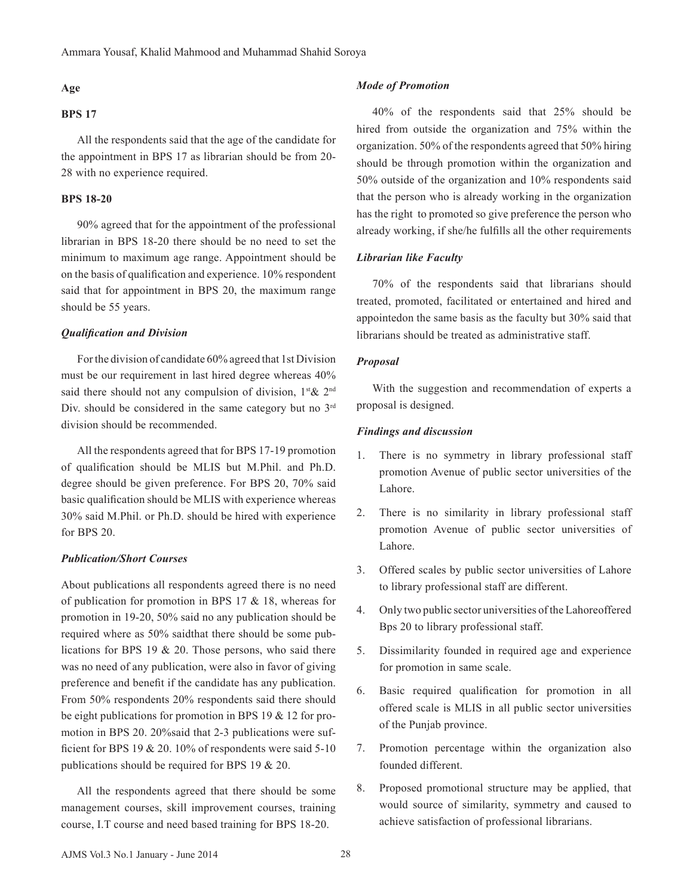**Age**

**BPS 17**

All the respondents said that the age of the candidate for the appointment in BPS 17 as librarian should be from 20-28 with no experience required.

**BPS 18-20**

90% agreed that for the appointment of the professional librarian in BPS 18-20 there should be no need to set the minimum to maximum age range. Appointment should be on the basis of qualification and experience. 10% respondent said that for appointment in BPS 20, the maximum range should be 55 years.

***Qualification and Division***

For the division of candidate 60% agreed that 1st Division must be our requirement in last hired degree whereas 40% said there should not any compulsion of division, 1st & 2nd Div. should be considered in the same category but no 3rd division should be recommended.

All the respondents agreed that for BPS 17-19 promotion of qualification should be MLIS but M.Phil. and Ph.D. degree should be given preference. For BPS 20, 70% said basic qualification should be MLIS with experience whereas 30% said M.Phil. or Ph.D. should be hired with experience for BPS 20.

***Publication/Short Courses***

About publications all respondents agreed there is no need of publication for promotion in BPS 17 & 18, whereas for promotion in 19-20, 50% said no any publication should be required where as 50% saidthat there should be some publications for BPS 19 & 20. Those persons, who said there was no need of any publication, were also in favor of giving preference and benefit if the candidate has any publication. From 50% respondents 20% respondents said there should be eight publications for promotion in BPS 19 & 12 for promotion in BPS 20. 20%said that 2-3 publications were sufficient for BPS 19 & 20. 10% of respondents were said 5-10 publications should be required for BPS 19 & 20.

All the respondents agreed that there should be some management courses, skill improvement courses, training course, I.T course and need based training for BPS 18-20.

***Mode of Promotion***

40% of the respondents said that 25% should be hired from outside the organization and 75% within the organization. 50% of the respondents agreed that 50% hiring should be through promotion within the organization and 50% outside of the organization and 10% respondents said that the person who is already working in the organization has the right to promoted so give preference the person who already working, if she/he fulfills all the other requirements

***Librarian like Faculty***

70% of the respondents said that librarians should treated, promoted, facilitated or entertained and hired and appointedon the same basis as the faculty but 30% said that librarians should be treated as administrative staff.

***Proposal***

With the suggestion and recommendation of experts a proposal is designed.

***Findings and discussion***

1. There is no symmetry in library professional staff promotion Avenue of public sector universities of the Lahore.
2. There is no similarity in library professional staff promotion Avenue of public sector universities of Lahore.
3. Offered scales by public sector universities of Lahore to library professional staff are different.
4. Only two public sector universities of the Lahoreoffered Bps 20 to library professional staff.
5. Dissimilarity founded in required age and experience for promotion in same scale.
6. Basic required qualification for promotion in all offered scale is MLIS in all public sector universities of the Punjab province.
7. Promotion percentage within the organization also founded different.
8. Proposed promotional structure may be applied, that would source of similarity, symmetry and caused to achieve satisfaction of professional librarians.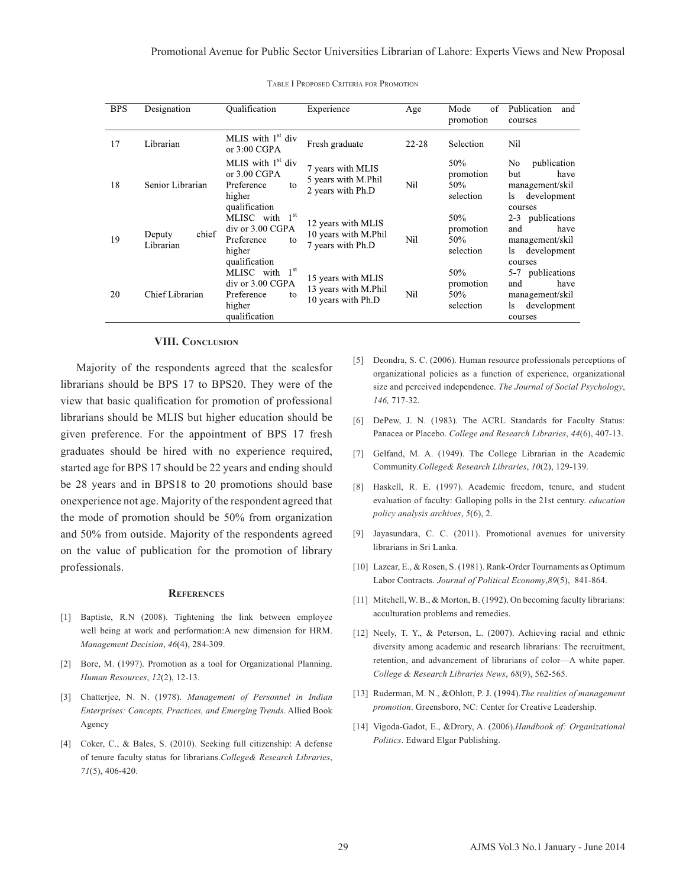Table I Proposed Criteria for Promotion

| BPS | Designation | Qualification | Experience | Age | Mode of promotion | Publication and courses |
|---|---|---|---|---|---|---|
| 17 | Librarian | MLIS with 1st div or 3:00 CGPA | Fresh graduate | 22-28 | Selection | Nil |
| 18 | Senior Librarian | MLIS with 1st div or 3.00 CGPA Preference to higher qualification | 7 years with MLIS 5 years with M.Phil 2 years with Ph.D | Nil | 50% promotion 50% selection | No publication but have management/skills development courses |
| 19 | Deputy chief Librarian | MLISC with 1st div or 3.00 CGPA Preference to higher qualification | 12 years with MLIS 10 years with M.Phil 7 years with Ph.D | Nil | 50% promotion 50% selection | 2-3 publications and have management/skills development courses |
| 20 | Chief Librarian | MLISC with 1st div or 3.00 CGPA Preference to higher qualification | 15 years with MLIS 13 years with M.Phil 10 years with Ph.D | Nil | 50% promotion 50% selection | 5-7 publications and have management/skills development courses |

## VIII. Conclusion

Majority of the respondents agreed that the scalesfor librarians should be BPS 17 to BPS20. They were of the view that basic qualification for promotion of professional librarians should be MLIS but higher education should be given preference. For the appointment of BPS 17 fresh graduates should be hired with no experience required, started age for BPS 17 should be 22 years and ending should be 28 years and in BPS18 to 20 promotions should base onexperience not age. Majority of the respondent agreed that the mode of promotion should be 50% from organization and 50% from outside. Majority of the respondents agreed on the value of publication for the promotion of library professionals.

## References

[1] Baptiste, R.N (2008). Tightening the link between employee well being at work and performation:A new dimension for HRM. *Management Decision*, *46*(4), 284-309.

[2] Bore, M. (1997). Promotion as a tool for Organizational Planning. *Human Resources*, *12*(2), 12-13.

[3] Chatterjee, N. N. (1978). *Management of Personnel in Indian Enterprises: Concepts, Practices, and Emerging Trends*. Allied Book Agency

[4] Coker, C., & Bales, S. (2010). Seeking full citizenship: A defense of tenure faculty status for librarians.*College& Research Libraries*, *71*(5), 406-420.

[5] Deondra, S. C. (2006). Human resource professionals perceptions of organizational policies as a function of experience, organizational size and perceived independence. *The Journal of Social Psychology*, *146,* 717-32.

[6] DePew, J. N. (1983). The ACRL Standards for Faculty Status: Panacea or Placebo. *College and Research Libraries*, *44*(6), 407-13.

[7] Gelfand, M. A. (1949). The College Librarian in the Academic Community.*College& Research Libraries*, *10*(2), 129-139.

[8] Haskell, R. E. (1997). Academic freedom, tenure, and student evaluation of faculty: Galloping polls in the 21st century. *education policy analysis archives*, *5*(6), 2.

[9] Jayasundara, C. C. (2011). Promotional avenues for university librarians in Sri Lanka.

[10] Lazear, E., & Rosen, S. (1981). Rank-Order Tournaments as Optimum Labor Contracts. *Journal of Political Economy*,*89*(5), 841-864.

[11] Mitchell, W. B., & Morton, B. (1992). On becoming faculty librarians: acculturation problems and remedies.

[12] Neely, T. Y., & Peterson, L. (2007). Achieving racial and ethnic diversity among academic and research librarians: The recruitment, retention, and advancement of librarians of color—A white paper. *College & Research Libraries News*, *68*(9), 562-565.

[13] Ruderman, M. N., &Ohlott, P. J. (1994).*The realities of management promotion*. Greensboro, NC: Center for Creative Leadership.

[14] Vigoda-Gadot, E., &Drory, A. (2006).*Handbook of: Organizational Politics*. Edward Elgar Publishing.